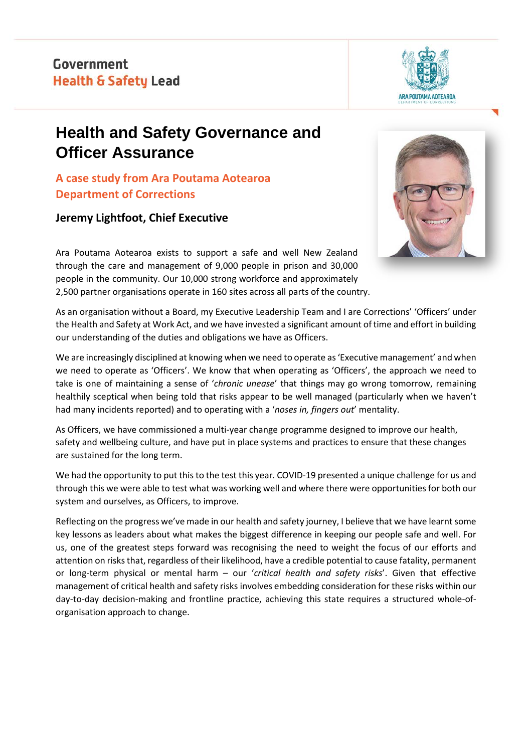Government
Health & Safety Lead

ARA POUTAMA AOTEAROA
DEPARTMENT OF CORRECTIONS

# Health and Safety Governance and Officer Assurance

## A case study from Ara Poutama Aotearoa Department of Corrections

### Jeremy Lightfoot, Chief Executive

Ara Poutama Aotearoa exists to support a safe and well New Zealand through the care and management of 9,000 people in prison and 30,000 people in the community. Our 10,000 strong workforce and approximately 2,500 partner organisations operate in 160 sites across all parts of the country.

As an organisation without a Board, my Executive Leadership Team and I are Corrections' 'Officers' under the Health and Safety at Work Act, and we have invested a significant amount of time and effort in building our understanding of the duties and obligations we have as Officers.

We are increasingly disciplined at knowing when we need to operate as 'Executive management' and when we need to operate as 'Officers'. We know that when operating as 'Officers', the approach we need to take is one of maintaining a sense of '*chronic unease*' that things may go wrong tomorrow, remaining healthily sceptical when being told that risks appear to be well managed (particularly when we haven't had many incidents reported) and to operating with a '*noses in, fingers out*' mentality.

As Officers, we have commissioned a multi-year change programme designed to improve our health, safety and wellbeing culture, and have put in place systems and practices to ensure that these changes are sustained for the long term.

We had the opportunity to put this to the test this year. COVID-19 presented a unique challenge for us and through this we were able to test what was working well and where there were opportunities for both our system and ourselves, as Officers, to improve.

Reflecting on the progress we've made in our health and safety journey, I believe that we have learnt some key lessons as leaders about what makes the biggest difference in keeping our people safe and well. For us, one of the greatest steps forward was recognising the need to weight the focus of our efforts and attention on risks that, regardless of their likelihood, have a credible potential to cause fatality, permanent or long-term physical or mental harm – our '*critical health and safety risks*'. Given that effective management of critical health and safety risks involves embedding consideration for these risks within our day-to-day decision-making and frontline practice, achieving this state requires a structured whole-of-organisation approach to change.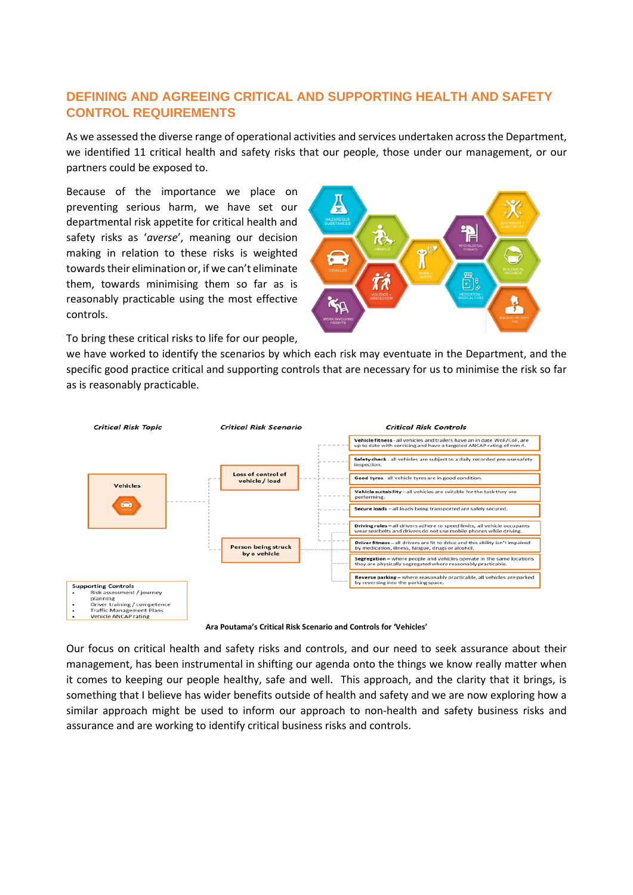## DEFINING AND AGREEING CRITICAL AND SUPPORTING HEALTH AND SAFETY CONTROL REQUIREMENTS

As we assessed the diverse range of operational activities and services undertaken across the Department, we identified 11 critical health and safety risks that our people, those under our management, or our partners could be exposed to.

Because of the importance we place on preventing serious harm, we have set our departmental risk appetite for critical health and safety risks as '*averse*', meaning our decision making in relation to these risks is weighted towards their elimination or, if we can't eliminate them, towards minimising them so far as is reasonably practicable using the most effective controls.

To bring these critical risks to life for our people, we have worked to identify the scenarios by which each risk may eventuate in the Department, and the specific good practice critical and supporting controls that are necessary for us to minimise the risk so far as is reasonably practicable.

| *Critical Risk Topic* | *Critical Risk Scenario* | *Critical Risk Controls* |
|---|---|---|
| Vehicles | Loss of control of vehicle / load | **Vehicle fitness** - all vehicles and trailers have an in date WoF/CoF, are up to date with servicing and have a targeted ANCAP rating of min 4. |
| | | **Safety check** - all vehicles are subject to a daily recorded pre-use safety inspection. |
| | | **Good tyres** - all vehicle tyres are in good condition. |
| | | **Vehicle suitability** – all vehicles are suitable for the task they are performing. |
| | | **Secure loads** – all loads being transported are safely secured. |
| | | **Driving rules** – all drivers adhere to speed limits, all vehicle occupants wear seatbelts and drivers do not use mobile phones while driving. |
| | Person being struck by a vehicle | **Driver fitness** – all drivers are fit to drive and this ability isn't impaired by medication, illness, fatigue, drugs or alcohol. |
| | | **Segregation** – where people and vehicles operate in the same locations they are physically segregated where reasonably practicable. |
| | | **Reverse parking** – where reasonably practicable, all vehicles are parked by reversing into the parking space. |

**Supporting Controls**
- Risk assessment / journey planning
- Driver training / competence
- Traffic Management Plans
- Vehicle ANCAP rating

**Ara Poutama's Critical Risk Scenario and Controls for 'Vehicles'**

Our focus on critical health and safety risks and controls, and our need to seek assurance about their management, has been instrumental in shifting our agenda onto the things we know really matter when it comes to keeping our people healthy, safe and well. This approach, and the clarity that it brings, is something that I believe has wider benefits outside of health and safety and we are now exploring how a similar approach might be used to inform our approach to non-health and safety business risks and assurance and are working to identify critical business risks and controls.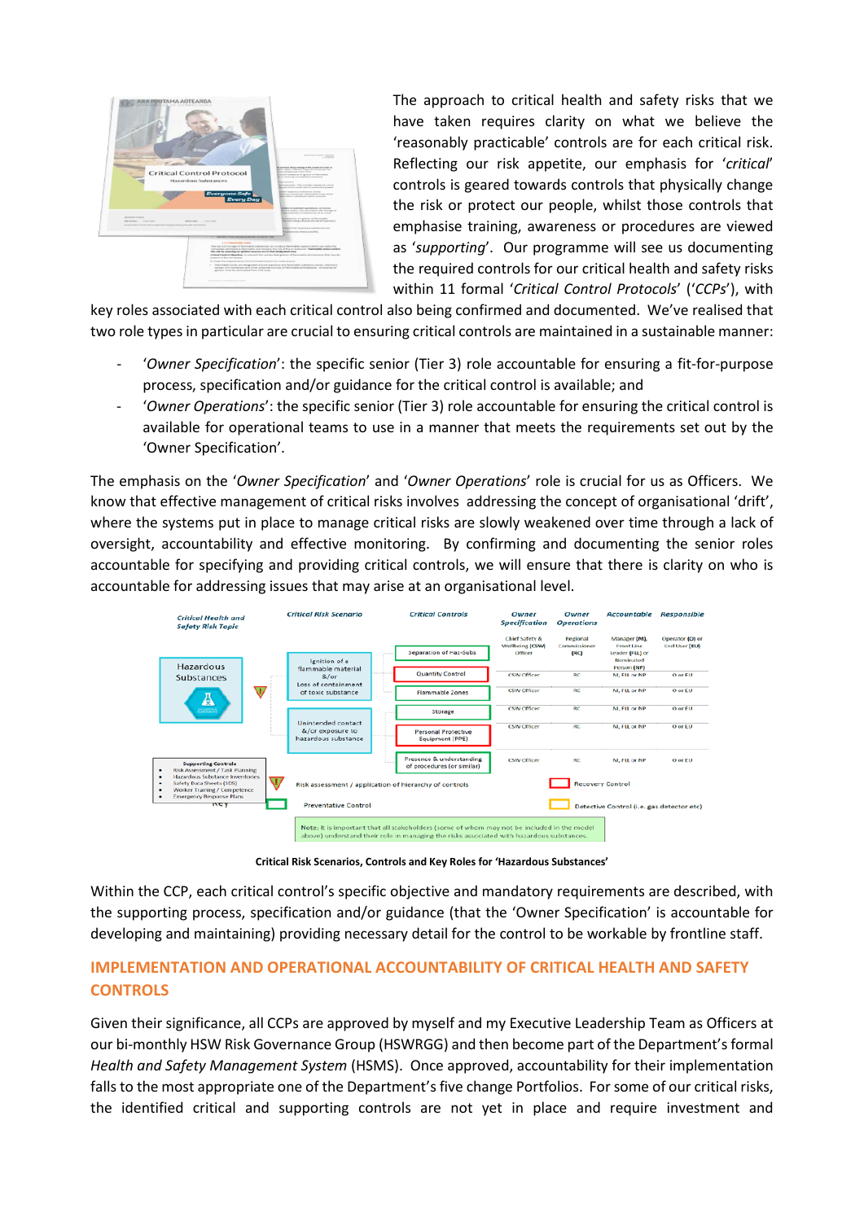The approach to critical health and safety risks that we have taken requires clarity on what we believe the 'reasonably practicable' controls are for each critical risk. Reflecting our risk appetite, our emphasis for '*critical*' controls is geared towards controls that physically change the risk or protect our people, whilst those controls that emphasise training, awareness or procedures are viewed as '*supporting*'. Our programme will see us documenting the required controls for our critical health and safety risks within 11 formal '*Critical Control Protocols*' ('*CCPs*'), with key roles associated with each critical control also being confirmed and documented. We've realised that two role types in particular are crucial to ensuring critical controls are maintained in a sustainable manner:

- '*Owner Specification*': the specific senior (Tier 3) role accountable for ensuring a fit-for-purpose process, specification and/or guidance for the critical control is available; and
- '*Owner Operations*': the specific senior (Tier 3) role accountable for ensuring the critical control is available for operational teams to use in a manner that meets the requirements set out by the 'Owner Specification'.

The emphasis on the '*Owner Specification*' and '*Owner Operations*' role is crucial for us as Officers. We know that effective management of critical risks involves addressing the concept of organisational 'drift', where the systems put in place to manage critical risks are slowly weakened over time through a lack of oversight, accountability and effective monitoring. By confirming and documenting the senior roles accountable for specifying and providing critical controls, we will ensure that there is clarity on who is accountable for addressing issues that may arise at an organisational level.

| Critical Health and Safety Risk Topic | Critical Risk Scenario | Critical Controls | Owner Specification | Owner Operations | Accountable | Responsible |
|---|---|---|---|---|---|---|
| | | | Chief Safety & Wellbeing (CSW) Officer | Regional Commissioner (RC) | Manager (M), Front Line Leader (FLL) or Nominated Person (NP) | Operator (O) or End User (EU) |
| Hazardous Substances | Ignition of a flammable material &/or Loss of containment of toxic substance | Separation of Haz-Subs | CSW Officer | RC | M, FLL or NP | O or EU |
| | | Quantity Control | CSW Officer | RC | M, FLL or NP | O or EU |
| | | Flammable Zones | CSW Officer | RC | M, FLL or NP | O or EU |
| | Unintended contact &/or exposure to hazardous substance | Storage | CSW Officer | RC | M, FLL or NP | O or EU |
| | | Personal Protective Equipment (PPE) | CSW Officer | RC | M, FLL or NP | O or EU |
| | | Presence & understanding of procedures (or similar) | | | | |

Supporting Controls
- Risk Assessment / Task Planning
- Hazardous Substance Inventories
- Safety Data Sheets (SDS)
- Worker Training / Competence
- Emergency Response Plans

Key: Risk assessment / application of hierarchy of controls; Preventative Control; Recovery Control; Detective Control (i.e. gas detector etc)

Note: It is important that all stakeholders (some of whom may not be included in the model above) understand their role in managing the risks associated with hazardous substances.

**Critical Risk Scenarios, Controls and Key Roles for 'Hazardous Substances'**

Within the CCP, each critical control's specific objective and mandatory requirements are described, with the supporting process, specification and/or guidance (that the 'Owner Specification' is accountable for developing and maintaining) providing necessary detail for the control to be workable by frontline staff.

## IMPLEMENTATION AND OPERATIONAL ACCOUNTABILITY OF CRITICAL HEALTH AND SAFETY CONTROLS

Given their significance, all CCPs are approved by myself and my Executive Leadership Team as Officers at our bi-monthly HSW Risk Governance Group (HSWRGG) and then become part of the Department's formal *Health and Safety Management System* (HSMS). Once approved, accountability for their implementation falls to the most appropriate one of the Department's five change Portfolios. For some of our critical risks, the identified critical and supporting controls are not yet in place and require investment and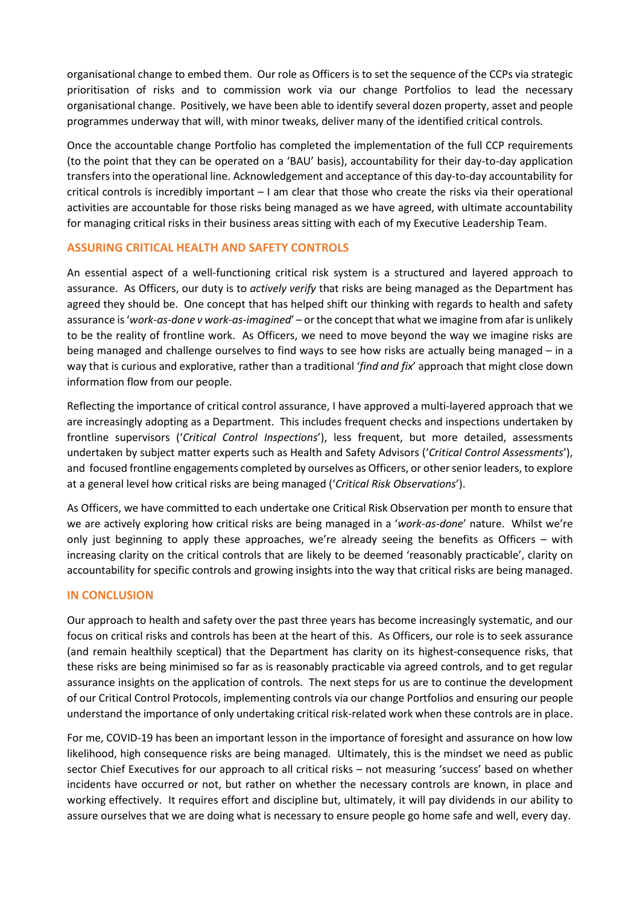organisational change to embed them. Our role as Officers is to set the sequence of the CCPs via strategic prioritisation of risks and to commission work via our change Portfolios to lead the necessary organisational change. Positively, we have been able to identify several dozen property, asset and people programmes underway that will, with minor tweaks, deliver many of the identified critical controls.

Once the accountable change Portfolio has completed the implementation of the full CCP requirements (to the point that they can be operated on a 'BAU' basis), accountability for their day-to-day application transfers into the operational line. Acknowledgement and acceptance of this day-to-day accountability for critical controls is incredibly important – I am clear that those who create the risks via their operational activities are accountable for those risks being managed as we have agreed, with ultimate accountability for managing critical risks in their business areas sitting with each of my Executive Leadership Team.

## ASSURING CRITICAL HEALTH AND SAFETY CONTROLS

An essential aspect of a well-functioning critical risk system is a structured and layered approach to assurance. As Officers, our duty is to *actively verify* that risks are being managed as the Department has agreed they should be. One concept that has helped shift our thinking with regards to health and safety assurance is '*work-as-done v work-as-imagined*' – or the concept that what we imagine from afar is unlikely to be the reality of frontline work. As Officers, we need to move beyond the way we imagine risks are being managed and challenge ourselves to find ways to see how risks are actually being managed – in a way that is curious and explorative, rather than a traditional '*find and fix*' approach that might close down information flow from our people.

Reflecting the importance of critical control assurance, I have approved a multi-layered approach that we are increasingly adopting as a Department. This includes frequent checks and inspections undertaken by frontline supervisors ('*Critical Control Inspections*'), less frequent, but more detailed, assessments undertaken by subject matter experts such as Health and Safety Advisors ('*Critical Control Assessments*'), and focused frontline engagements completed by ourselves as Officers, or other senior leaders, to explore at a general level how critical risks are being managed ('*Critical Risk Observations*').

As Officers, we have committed to each undertake one Critical Risk Observation per month to ensure that we are actively exploring how critical risks are being managed in a '*work-as-done*' nature. Whilst we're only just beginning to apply these approaches, we're already seeing the benefits as Officers – with increasing clarity on the critical controls that are likely to be deemed 'reasonably practicable', clarity on accountability for specific controls and growing insights into the way that critical risks are being managed.

## IN CONCLUSION

Our approach to health and safety over the past three years has become increasingly systematic, and our focus on critical risks and controls has been at the heart of this. As Officers, our role is to seek assurance (and remain healthily sceptical) that the Department has clarity on its highest-consequence risks, that these risks are being minimised so far as is reasonably practicable via agreed controls, and to get regular assurance insights on the application of controls. The next steps for us are to continue the development of our Critical Control Protocols, implementing controls via our change Portfolios and ensuring our people understand the importance of only undertaking critical risk-related work when these controls are in place.

For me, COVID-19 has been an important lesson in the importance of foresight and assurance on how low likelihood, high consequence risks are being managed. Ultimately, this is the mindset we need as public sector Chief Executives for our approach to all critical risks – not measuring 'success' based on whether incidents have occurred or not, but rather on whether the necessary controls are known, in place and working effectively. It requires effort and discipline but, ultimately, it will pay dividends in our ability to assure ourselves that we are doing what is necessary to ensure people go home safe and well, every day.